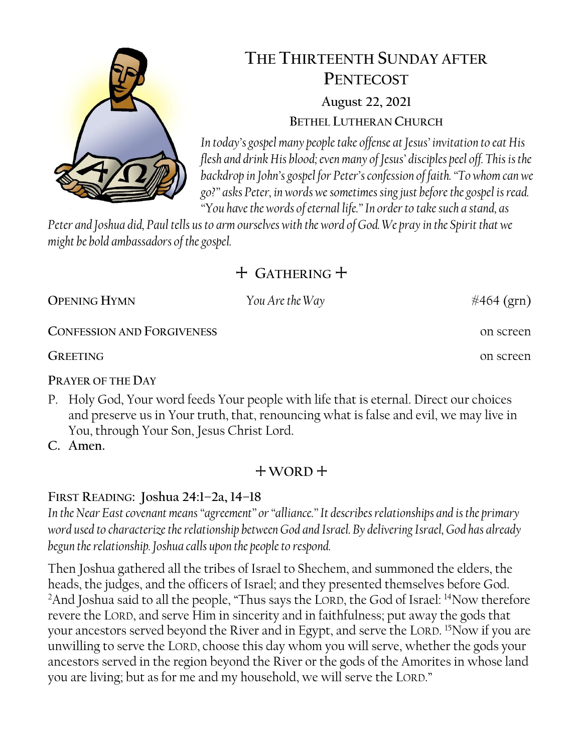# The Thirteenth Sunday after Pentecost

**August 22, 2021**

**Bethel Lutheran Church**

*In today's gospel many people take offense at Jesus' invitation to eat His flesh and drink His blood; even many of Jesus' disciples peel off. This is the backdrop in John's gospel for Peter's confession of faith. "To whom can we go?" asks Peter, in words we sometimes sing just before the gospel is read. "You have the words of eternal life." In order to take such a stand, as Peter and Joshua did, Paul tells us to arm ourselves with the word of God. We pray in the Spirit that we might be bold ambassadors of the gospel.*

## + Gathering +

**Opening Hymn** *You Are the Way* #464 (grn)

**Confession and Forgiveness** on screen

**Greeting** on screen

**Prayer of the Day**

P. Holy God, Your word feeds Your people with life that is eternal. Direct our choices and preserve us in Your truth, that, renouncing what is false and evil, we may live in You, through Your Son, Jesus Christ Lord.

C. **Amen.**

## + Word +

**First Reading: Joshua 24:1–2a, 14–18**

*In the Near East covenant means "agreement" or "alliance." It describes relationships and is the primary word used to characterize the relationship between God and Israel. By delivering Israel, God has already begun the relationship. Joshua calls upon the people to respond.*

Then Joshua gathered all the tribes of Israel to Shechem, and summoned the elders, the heads, the judges, and the officers of Israel; and they presented themselves before God. [2]And Joshua said to all the people, "Thus says the LORD, the God of Israel: [14]Now therefore revere the LORD, and serve Him in sincerity and in faithfulness; put away the gods that your ancestors served beyond the River and in Egypt, and serve the LORD. [15]Now if you are unwilling to serve the LORD, choose this day whom you will serve, whether the gods your ancestors served in the region beyond the River or the gods of the Amorites in whose land you are living; but as for me and my household, we will serve the LORD."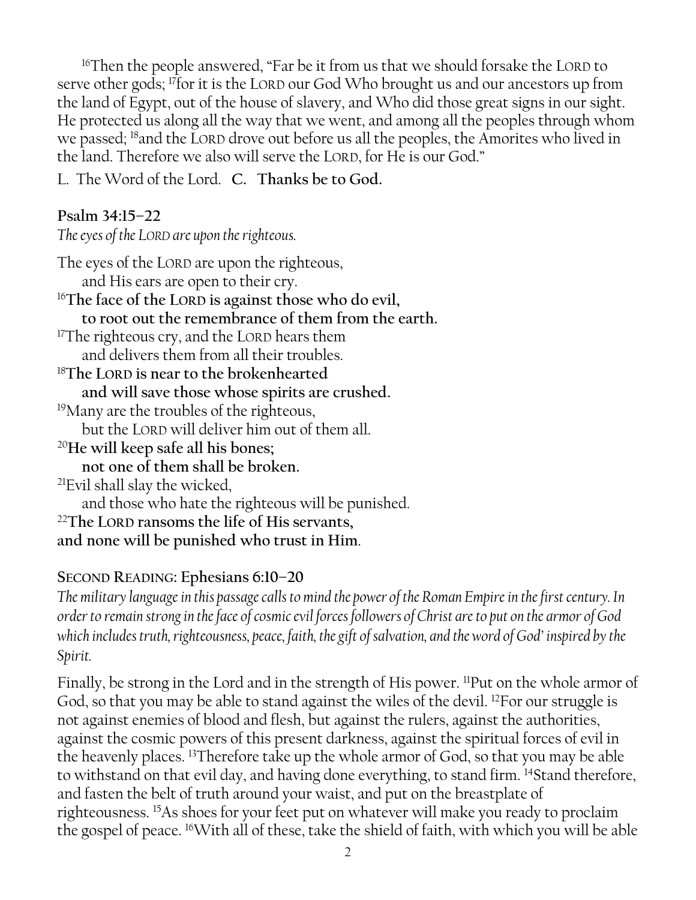[16]Then the people answered, "Far be it from us that we should forsake the LORD to serve other gods; [17]for it is the LORD our God Who brought us and our ancestors up from the land of Egypt, out of the house of slavery, and Who did those great signs in our sight. He protected us along all the way that we went, and among all the peoples through whom we passed; [18]and the LORD drove out before us all the peoples, the Amorites who lived in the land. Therefore we also will serve the LORD, for He is our God."

L. The Word of the Lord. **C. Thanks be to God.**

**Psalm 34:15–22**

*The eyes of the LORD are upon the righteous.*

The eyes of the LORD are upon the righteous,
 and His ears are open to their cry.
[16]**The face of the LORD is against those who do evil,**
 **to root out the remembrance of them from the earth.**
[17]The righteous cry, and the LORD hears them
 and delivers them from all their troubles.
[18]**The LORD is near to the brokenhearted**
 **and will save those whose spirits are crushed.**
[19]Many are the troubles of the righteous,
 but the LORD will deliver him out of them all.
[20]**He will keep safe all his bones;**
 **not one of them shall be broken.**
[21]Evil shall slay the wicked,
 and those who hate the righteous will be punished.
[22]**The LORD ransoms the life of His servants,**
**and none will be punished who trust in Him**.

**SECOND READING: Ephesians 6:10–20**

*The military language in this passage calls to mind the power of the Roman Empire in the first century. In order to remain strong in the face of cosmic evil forces followers of Christ are to put on the armor of God which includes truth, righteousness, peace, faith, the gift of salvation, and the word of God' inspired by the Spirit.*

Finally, be strong in the Lord and in the strength of His power. [11]Put on the whole armor of God, so that you may be able to stand against the wiles of the devil. [12]For our struggle is not against enemies of blood and flesh, but against the rulers, against the authorities, against the cosmic powers of this present darkness, against the spiritual forces of evil in the heavenly places. [13]Therefore take up the whole armor of God, so that you may be able to withstand on that evil day, and having done everything, to stand firm. [14]Stand therefore, and fasten the belt of truth around your waist, and put on the breastplate of righteousness. [15]As shoes for your feet put on whatever will make you ready to proclaim the gospel of peace. [16]With all of these, take the shield of faith, with which you will be able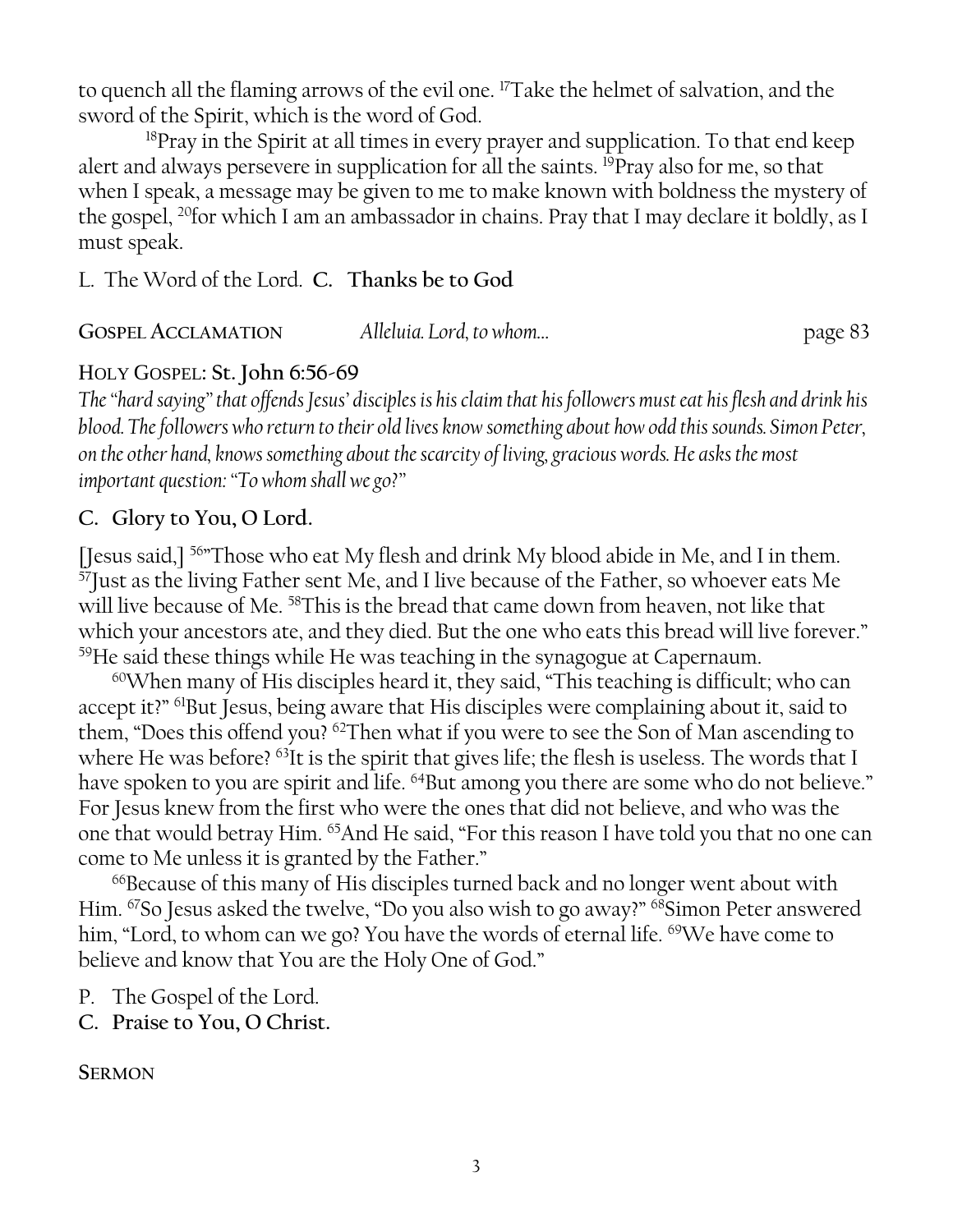to quench all the flaming arrows of the evil one. [17]Take the helmet of salvation, and the sword of the Spirit, which is the word of God.

[18]Pray in the Spirit at all times in every prayer and supplication. To that end keep alert and always persevere in supplication for all the saints. [19]Pray also for me, so that when I speak, a message may be given to me to make known with boldness the mystery of the gospel, [20]for which I am an ambassador in chains. Pray that I may declare it boldly, as I must speak.

L. The Word of the Lord. **C. Thanks be to God**

**Gospel Acclamation** *Alleluia. Lord, to whom...* page 83

**Holy Gospel: St. John 6:56-69**

*The "hard saying" that offends Jesus' disciples is his claim that his followers must eat his flesh and drink his blood. The followers who return to their old lives know something about how odd this sounds. Simon Peter, on the other hand, knows something about the scarcity of living, gracious words. He asks the most important question: "To whom shall we go?"*

**C. Glory to You, O Lord.**

[Jesus said,] [56]"Those who eat My flesh and drink My blood abide in Me, and I in them. [57]Just as the living Father sent Me, and I live because of the Father, so whoever eats Me will live because of Me. [58]This is the bread that came down from heaven, not like that which your ancestors ate, and they died. But the one who eats this bread will live forever." [59]He said these things while He was teaching in the synagogue at Capernaum.

[60]When many of His disciples heard it, they said, "This teaching is difficult; who can accept it?" [61]But Jesus, being aware that His disciples were complaining about it, said to them, "Does this offend you? [62]Then what if you were to see the Son of Man ascending to where He was before? [63]It is the spirit that gives life; the flesh is useless. The words that I have spoken to you are spirit and life. [64]But among you there are some who do not believe." For Jesus knew from the first who were the ones that did not believe, and who was the one that would betray Him. [65]And He said, "For this reason I have told you that no one can come to Me unless it is granted by the Father."

[66]Because of this many of His disciples turned back and no longer went about with Him. [67]So Jesus asked the twelve, "Do you also wish to go away?" [68]Simon Peter answered him, "Lord, to whom can we go? You have the words of eternal life. [69]We have come to believe and know that You are the Holy One of God."

P. The Gospel of the Lord.

**C. Praise to You, O Christ.**

**Sermon**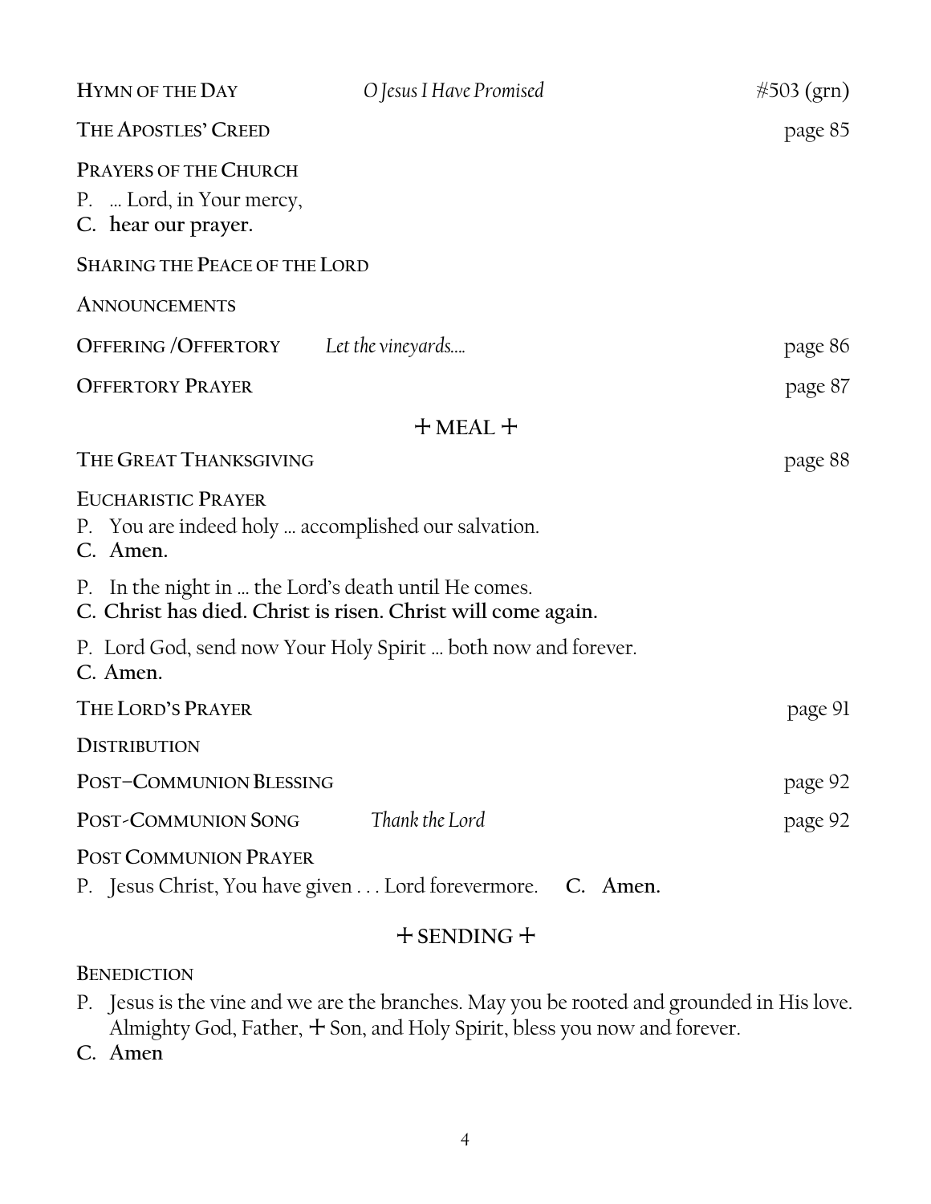**Hymn of the Day** *O Jesus I Have Promised* #503 (grn)

**The Apostles' Creed** page 85

**Prayers of the Church**

P. … Lord, in Your mercy,
**C. hear our prayer.**

**Sharing the Peace of the Lord**

**Announcements**

**Offering /Offertory** *Let the vineyards….* page 86

**Offertory Prayer** page 87

## + MEAL +

**The Great Thanksgiving** page 88

**Eucharistic Prayer**

P. You are indeed holy … accomplished our salvation.
**C. Amen.**

P. In the night in … the Lord's death until He comes.
**C. Christ has died. Christ is risen. Christ will come again.**

P. Lord God, send now Your Holy Spirit … both now and forever.
**C. Amen.**

**The Lord's Prayer** page 91

**Distribution**

**Post–Communion Blessing** page 92

**Post-Communion Song** *Thank the Lord* page 92

**Post Communion Prayer**

P. Jesus Christ, You have given . . . Lord forevermore. **C. Amen.**

## + SENDING +

**Benediction**

P. Jesus is the vine and we are the branches. May you be rooted and grounded in His love. Almighty God, Father, + Son, and Holy Spirit, bless you now and forever.
**C. Amen**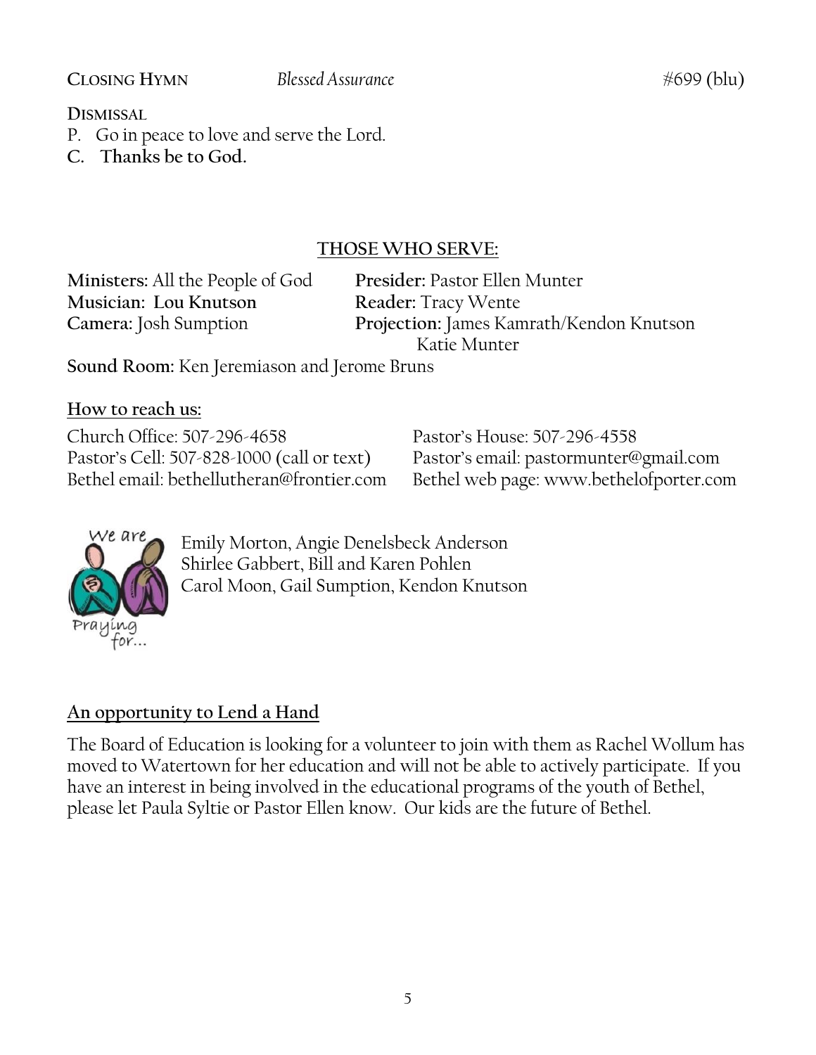**CLOSING HYMN** *Blessed Assurance* #699 (blu)

**DISMISSAL**

P. Go in peace to love and serve the Lord.

**C. Thanks be to God.**

## THOSE WHO SERVE:

**Ministers:** All the People of God

**Presider:** Pastor Ellen Munter

**Musician: Lou Knutson**

**Reader:** Tracy Wente

**Camera:** Josh Sumption

**Projection:** James Kamrath/Kendon Knutson
Katie Munter

**Sound Room:** Ken Jeremiason and Jerome Bruns

**How to reach us:**

Church Office: 507-296-4658

Pastor's House: 507-296-4558

Pastor's Cell: 507-828-1000 (call or text)

Pastor's email: pastormunter@gmail.com

Bethel email: bethellutheran@frontier.com

Bethel web page: www.bethelofporter.com

We are Praying for...

Emily Morton, Angie Denelsbeck Anderson
Shirlee Gabbert, Bill and Karen Pohlen
Carol Moon, Gail Sumption, Kendon Knutson

**An opportunity to Lend a Hand**

The Board of Education is looking for a volunteer to join with them as Rachel Wollum has moved to Watertown for her education and will not be able to actively participate. If you have an interest in being involved in the educational programs of the youth of Bethel, please let Paula Syltie or Pastor Ellen know. Our kids are the future of Bethel.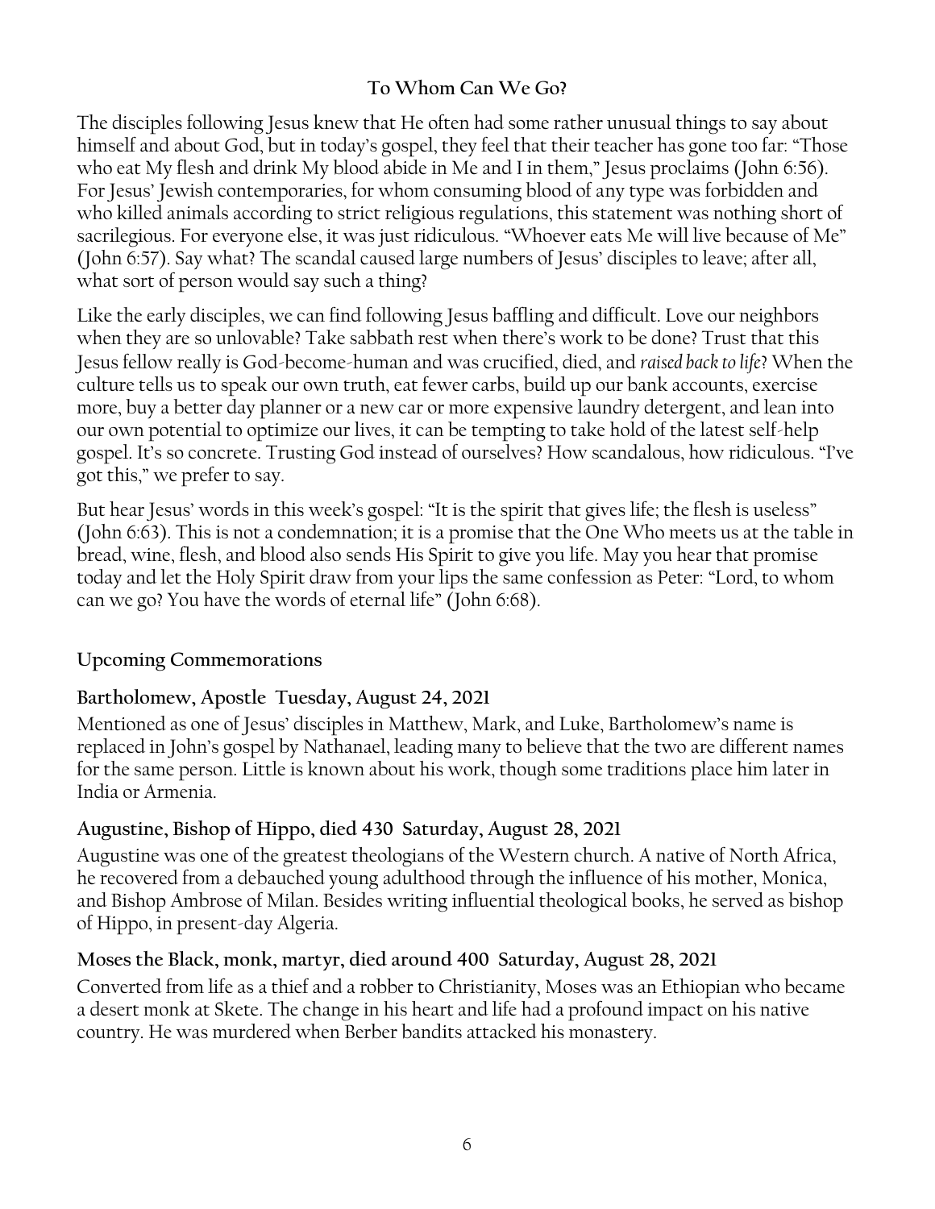## To Whom Can We Go?

The disciples following Jesus knew that He often had some rather unusual things to say about himself and about God, but in today's gospel, they feel that their teacher has gone too far: "Those who eat My flesh and drink My blood abide in Me and I in them," Jesus proclaims (John 6:56). For Jesus' Jewish contemporaries, for whom consuming blood of any type was forbidden and who killed animals according to strict religious regulations, this statement was nothing short of sacrilegious. For everyone else, it was just ridiculous. "Whoever eats Me will live because of Me" (John 6:57). Say what? The scandal caused large numbers of Jesus' disciples to leave; after all, what sort of person would say such a thing?

Like the early disciples, we can find following Jesus baffling and difficult. Love our neighbors when they are so unlovable? Take sabbath rest when there's work to be done? Trust that this Jesus fellow really is God-become-human and was crucified, died, and *raised back to life*? When the culture tells us to speak our own truth, eat fewer carbs, build up our bank accounts, exercise more, buy a better day planner or a new car or more expensive laundry detergent, and lean into our own potential to optimize our lives, it can be tempting to take hold of the latest self-help gospel. It's so concrete. Trusting God instead of ourselves? How scandalous, how ridiculous. "I've got this," we prefer to say.

But hear Jesus' words in this week's gospel: "It is the spirit that gives life; the flesh is useless" (John 6:63). This is not a condemnation; it is a promise that the One Who meets us at the table in bread, wine, flesh, and blood also sends His Spirit to give you life. May you hear that promise today and let the Holy Spirit draw from your lips the same confession as Peter: "Lord, to whom can we go? You have the words of eternal life" (John 6:68).

## Upcoming Commemorations

### Bartholomew, Apostle Tuesday, August 24, 2021

Mentioned as one of Jesus' disciples in Matthew, Mark, and Luke, Bartholomew's name is replaced in John's gospel by Nathanael, leading many to believe that the two are different names for the same person. Little is known about his work, though some traditions place him later in India or Armenia.

### Augustine, Bishop of Hippo, died 430 Saturday, August 28, 2021

Augustine was one of the greatest theologians of the Western church. A native of North Africa, he recovered from a debauched young adulthood through the influence of his mother, Monica, and Bishop Ambrose of Milan. Besides writing influential theological books, he served as bishop of Hippo, in present-day Algeria.

### Moses the Black, monk, martyr, died around 400 Saturday, August 28, 2021

Converted from life as a thief and a robber to Christianity, Moses was an Ethiopian who became a desert monk at Skete. The change in his heart and life had a profound impact on his native country. He was murdered when Berber bandits attacked his monastery.